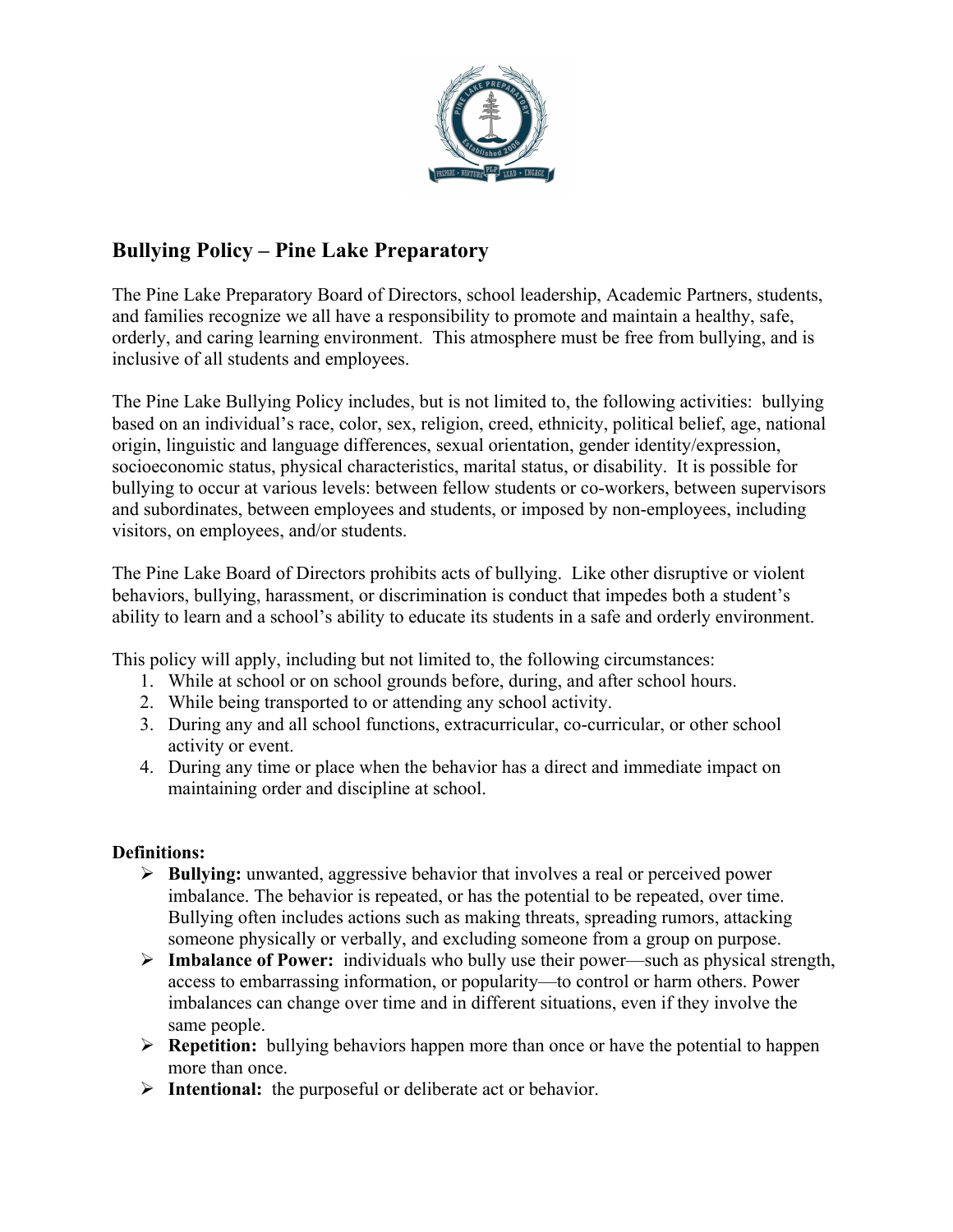# Bullying Policy – Pine Lake Preparatory

The Pine Lake Preparatory Board of Directors, school leadership, Academic Partners, students, and families recognize we all have a responsibility to promote and maintain a healthy, safe, orderly, and caring learning environment. This atmosphere must be free from bullying, and is inclusive of all students and employees.

The Pine Lake Bullying Policy includes, but is not limited to, the following activities: bullying based on an individual's race, color, sex, religion, creed, ethnicity, political belief, age, national origin, linguistic and language differences, sexual orientation, gender identity/expression, socioeconomic status, physical characteristics, marital status, or disability. It is possible for bullying to occur at various levels: between fellow students or co-workers, between supervisors and subordinates, between employees and students, or imposed by non-employees, including visitors, on employees, and/or students.

The Pine Lake Board of Directors prohibits acts of bullying. Like other disruptive or violent behaviors, bullying, harassment, or discrimination is conduct that impedes both a student's ability to learn and a school's ability to educate its students in a safe and orderly environment.

This policy will apply, including but not limited to, the following circumstances:

1. While at school or on school grounds before, during, and after school hours.
2. While being transported to or attending any school activity.
3. During any and all school functions, extracurricular, co-curricular, or other school activity or event.
4. During any time or place when the behavior has a direct and immediate impact on maintaining order and discipline at school.

**Definitions:**

- **Bullying:** unwanted, aggressive behavior that involves a real or perceived power imbalance. The behavior is repeated, or has the potential to be repeated, over time. Bullying often includes actions such as making threats, spreading rumors, attacking someone physically or verbally, and excluding someone from a group on purpose.
- **Imbalance of Power:** individuals who bully use their power—such as physical strength, access to embarrassing information, or popularity—to control or harm others. Power imbalances can change over time and in different situations, even if they involve the same people.
- **Repetition:** bullying behaviors happen more than once or have the potential to happen more than once.
- **Intentional:** the purposeful or deliberate act or behavior.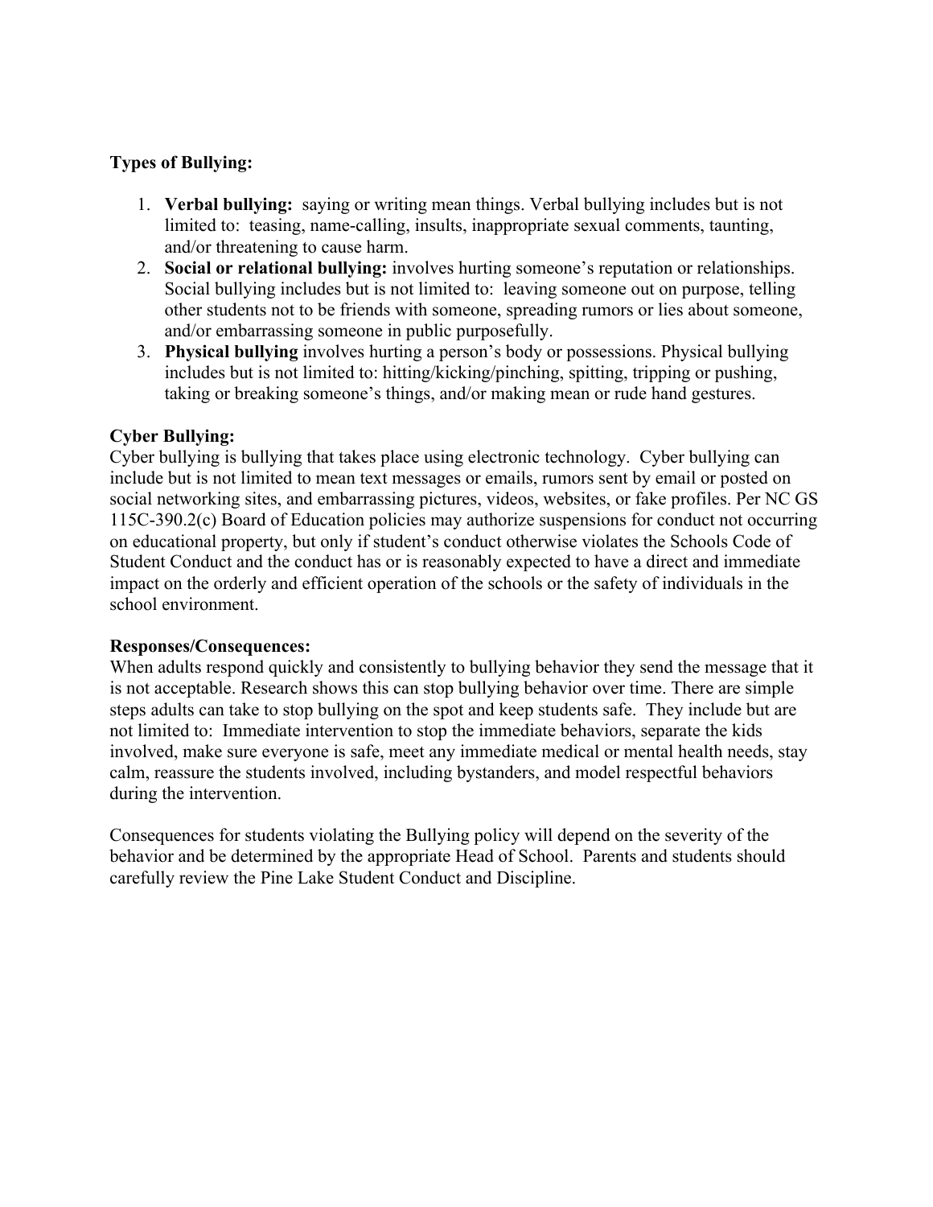**Types of Bullying:**

1. **Verbal bullying:** saying or writing mean things. Verbal bullying includes but is not limited to: teasing, name-calling, insults, inappropriate sexual comments, taunting, and/or threatening to cause harm.
2. **Social or relational bullying:** involves hurting someone's reputation or relationships. Social bullying includes but is not limited to: leaving someone out on purpose, telling other students not to be friends with someone, spreading rumors or lies about someone, and/or embarrassing someone in public purposefully.
3. **Physical bullying** involves hurting a person's body or possessions. Physical bullying includes but is not limited to: hitting/kicking/pinching, spitting, tripping or pushing, taking or breaking someone's things, and/or making mean or rude hand gestures.

**Cyber Bullying:**

Cyber bullying is bullying that takes place using electronic technology. Cyber bullying can include but is not limited to mean text messages or emails, rumors sent by email or posted on social networking sites, and embarrassing pictures, videos, websites, or fake profiles. Per NC GS 115C-390.2(c) Board of Education policies may authorize suspensions for conduct not occurring on educational property, but only if student's conduct otherwise violates the Schools Code of Student Conduct and the conduct has or is reasonably expected to have a direct and immediate impact on the orderly and efficient operation of the schools or the safety of individuals in the school environment.

**Responses/Consequences:**

When adults respond quickly and consistently to bullying behavior they send the message that it is not acceptable. Research shows this can stop bullying behavior over time. There are simple steps adults can take to stop bullying on the spot and keep students safe. They include but are not limited to: Immediate intervention to stop the immediate behaviors, separate the kids involved, make sure everyone is safe, meet any immediate medical or mental health needs, stay calm, reassure the students involved, including bystanders, and model respectful behaviors during the intervention.

Consequences for students violating the Bullying policy will depend on the severity of the behavior and be determined by the appropriate Head of School. Parents and students should carefully review the Pine Lake Student Conduct and Discipline.